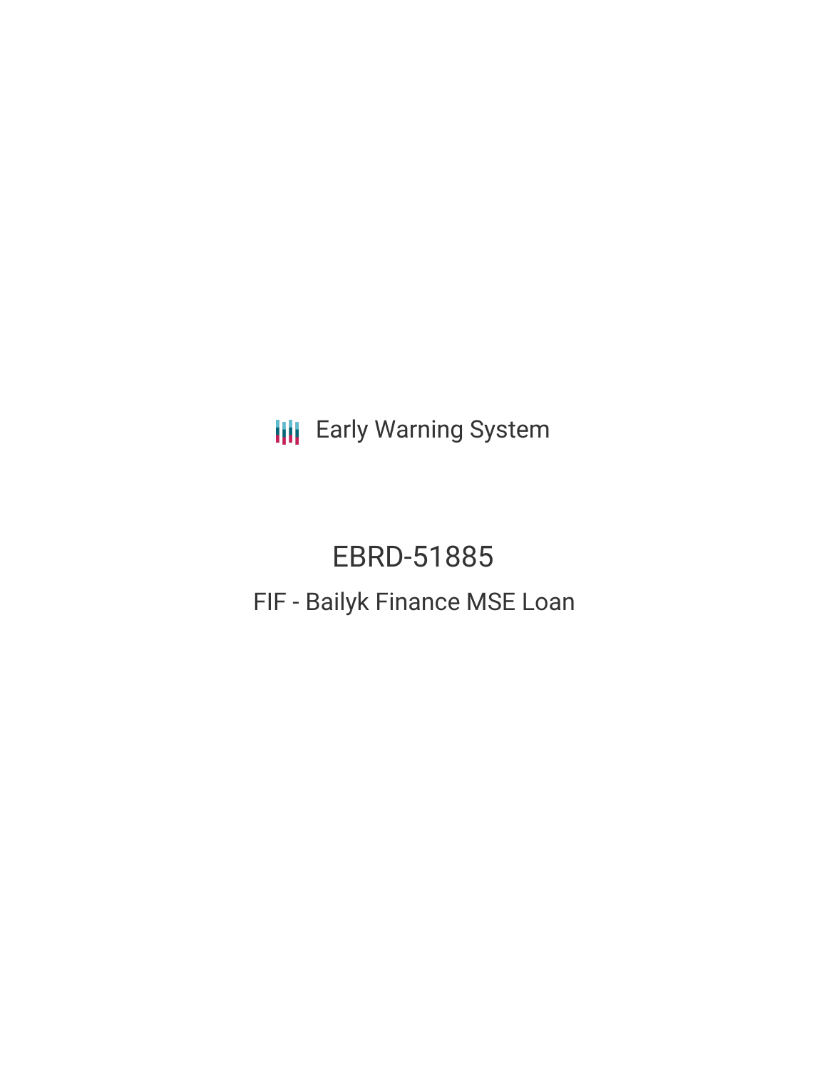Early Warning System

# EBRD-51885

## FIF - Bailyk Finance MSE Loan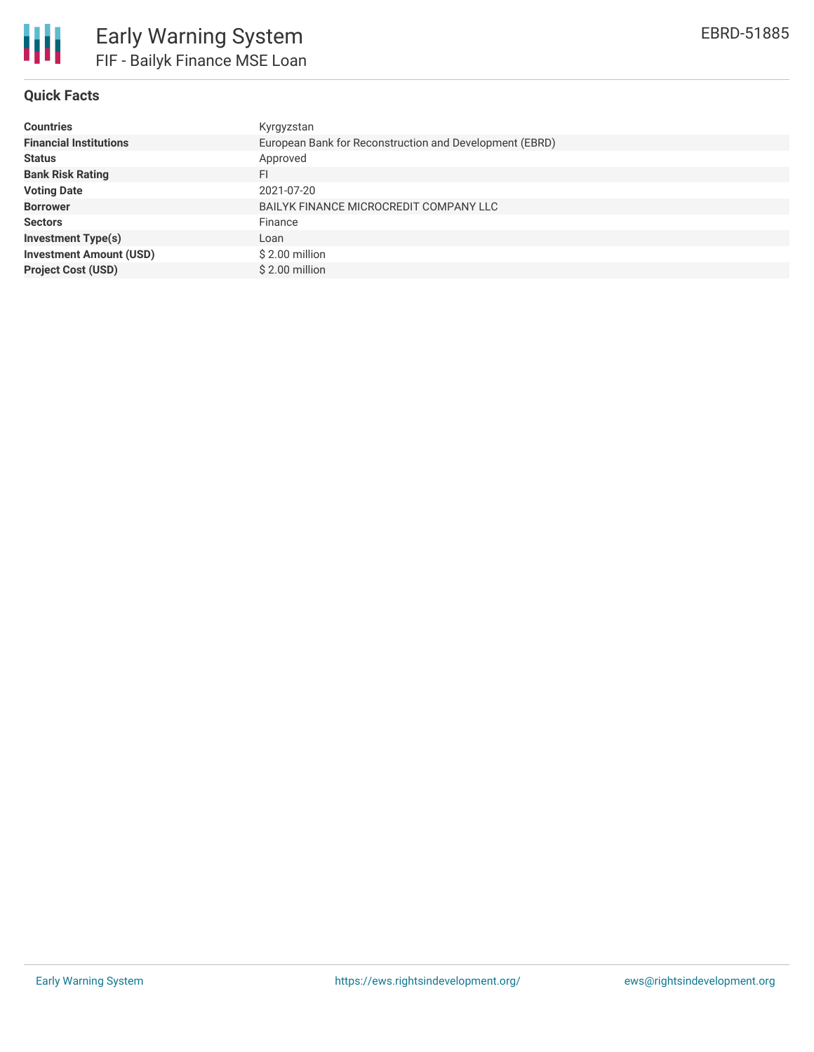# Early Warning System

## FIF - Bailyk Finance MSE Loan

EBRD-51885

### Quick Facts

| | |
|---|---|
| **Countries** | Kyrgyzstan |
| **Financial Institutions** | European Bank for Reconstruction and Development (EBRD) |
| **Status** | Approved |
| **Bank Risk Rating** | FI |
| **Voting Date** | 2021-07-20 |
| **Borrower** | BAILYK FINANCE MICROCREDIT COMPANY LLC |
| **Sectors** | Finance |
| **Investment Type(s)** | Loan |
| **Investment Amount (USD)** | $ 2.00 million |
| **Project Cost (USD)** | $ 2.00 million |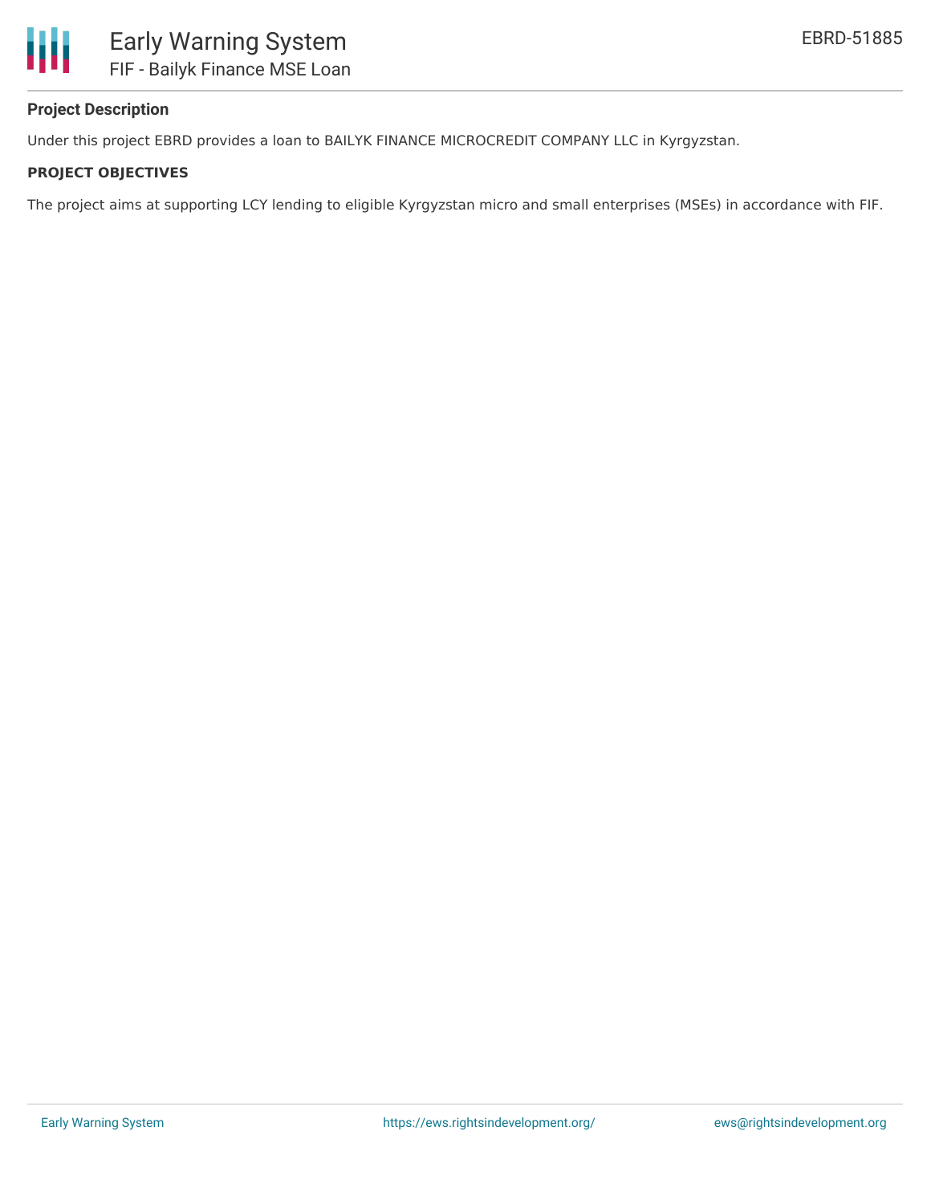### Project Description

Under this project EBRD provides a loan to BAILYK FINANCE MICROCREDIT COMPANY LLC in Kyrgyzstan.

#### PROJECT OBJECTIVES

The project aims at supporting LCY lending to eligible Kyrgyzstan micro and small enterprises (MSEs) in accordance with FIF.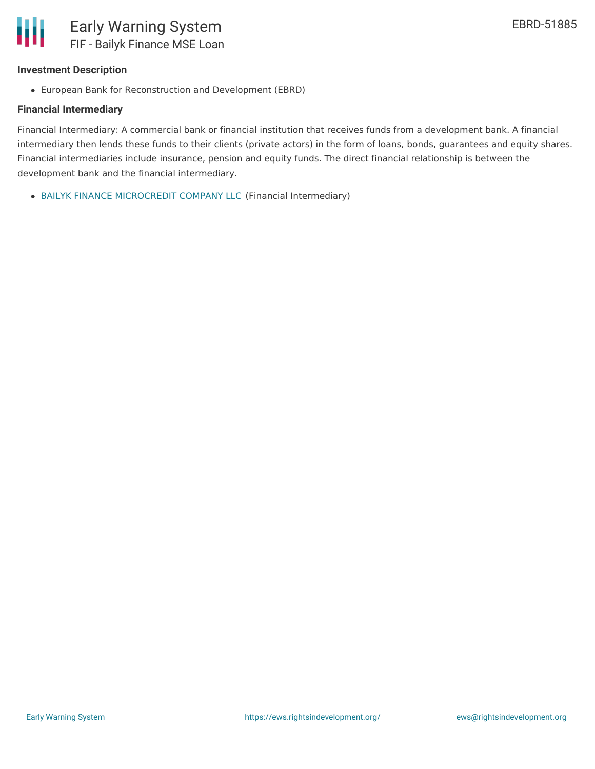### Investment Description

- European Bank for Reconstruction and Development (EBRD)

### Financial Intermediary

Financial Intermediary: A commercial bank or financial institution that receives funds from a development bank. A financial intermediary then lends these funds to their clients (private actors) in the form of loans, bonds, guarantees and equity shares. Financial intermediaries include insurance, pension and equity funds. The direct financial relationship is between the development bank and the financial intermediary.

- BAILYK FINANCE MICROCREDIT COMPANY LLC (Financial Intermediary)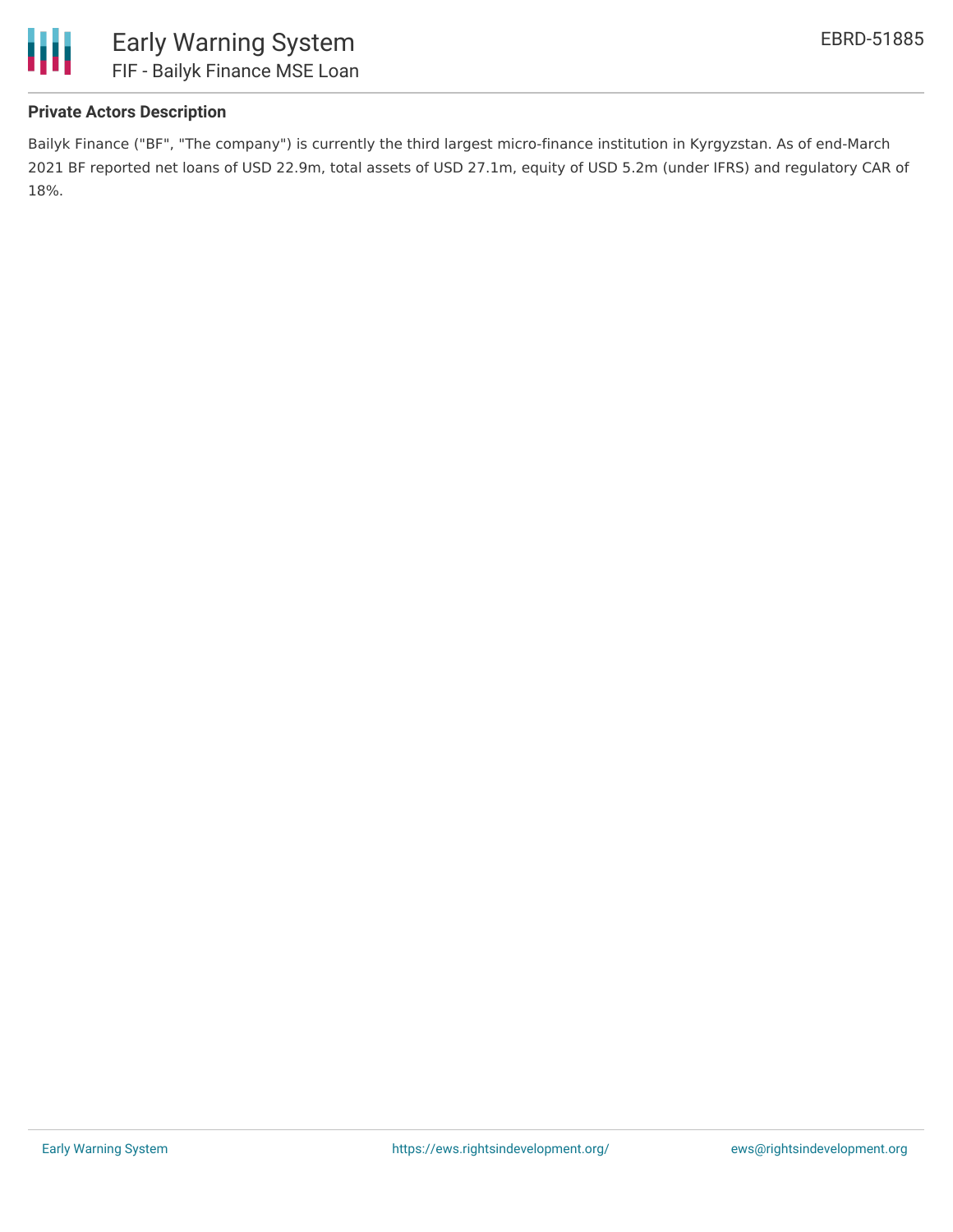### Private Actors Description

Bailyk Finance ("BF", "The company") is currently the third largest micro-finance institution in Kyrgyzstan. As of end-March 2021 BF reported net loans of USD 22.9m, total assets of USD 27.1m, equity of USD 5.2m (under IFRS) and regulatory CAR of 18%.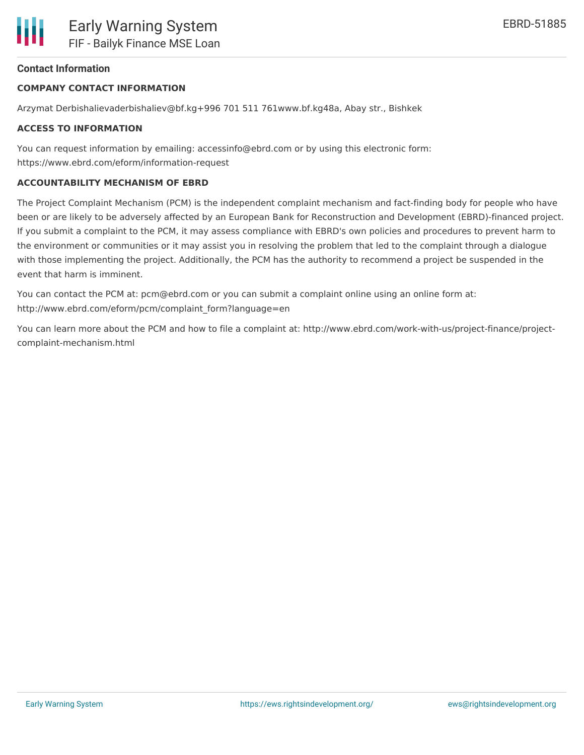## Contact Information

### COMPANY CONTACT INFORMATION

Arzymat Derbishalievaderbishaliev@bf.kg+996 701 511 761www.bf.kg48a, Abay str., Bishkek

### ACCESS TO INFORMATION

You can request information by emailing: accessinfo@ebrd.com or by using this electronic form: https://www.ebrd.com/eform/information-request

### ACCOUNTABILITY MECHANISM OF EBRD

The Project Complaint Mechanism (PCM) is the independent complaint mechanism and fact-finding body for people who have been or are likely to be adversely affected by an European Bank for Reconstruction and Development (EBRD)-financed project. If you submit a complaint to the PCM, it may assess compliance with EBRD's own policies and procedures to prevent harm to the environment or communities or it may assist you in resolving the problem that led to the complaint through a dialogue with those implementing the project. Additionally, the PCM has the authority to recommend a project be suspended in the event that harm is imminent.

You can contact the PCM at: pcm@ebrd.com or you can submit a complaint online using an online form at: http://www.ebrd.com/eform/pcm/complaint_form?language=en

You can learn more about the PCM and how to file a complaint at: http://www.ebrd.com/work-with-us/project-finance/project-complaint-mechanism.html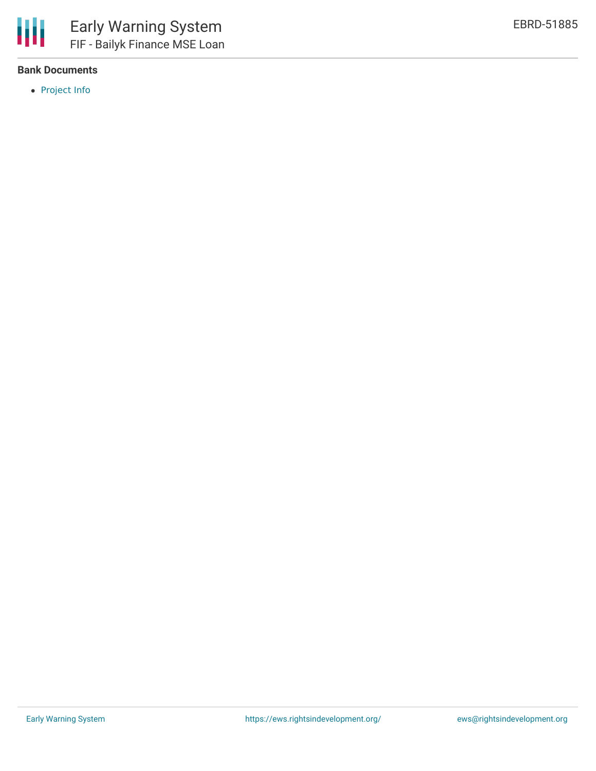**Bank Documents**

- Project Info